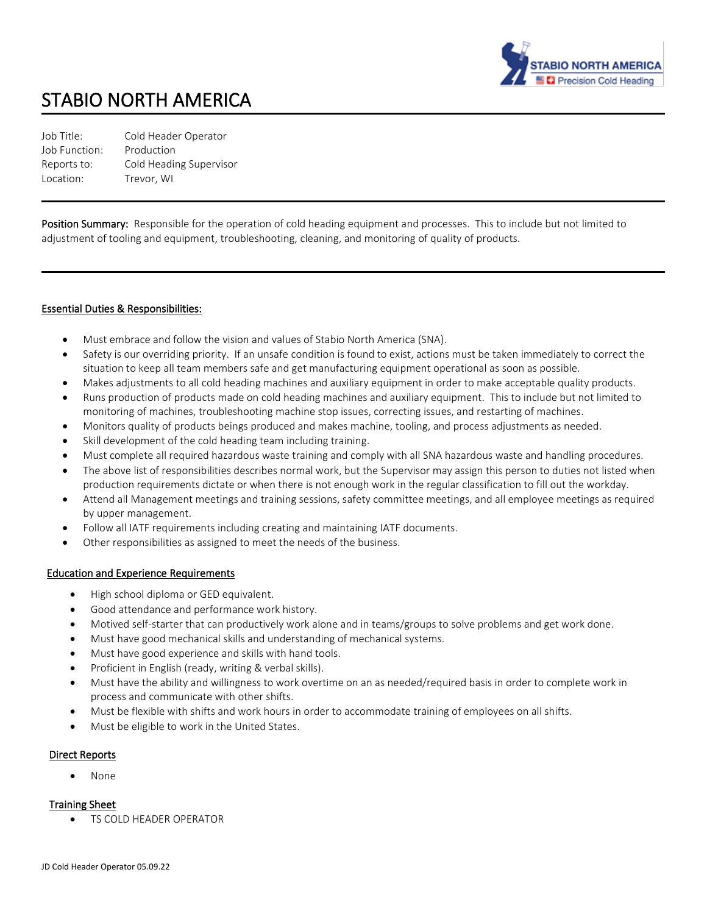# STABIO NORTH AMERICA

| | |
|---|---|
| Job Title: | Cold Header Operator |
| Job Function: | Production |
| Reports to: | Cold Heading Supervisor |
| Location: | Trevor, WI |

**Position Summary:** Responsible for the operation of cold heading equipment and processes. This to include but not limited to adjustment of tooling and equipment, troubleshooting, cleaning, and monitoring of quality of products.

## Essential Duties & Responsibilities:

- Must embrace and follow the vision and values of Stabio North America (SNA).
- Safety is our overriding priority. If an unsafe condition is found to exist, actions must be taken immediately to correct the situation to keep all team members safe and get manufacturing equipment operational as soon as possible.
- Makes adjustments to all cold heading machines and auxiliary equipment in order to make acceptable quality products.
- Runs production of products made on cold heading machines and auxiliary equipment. This to include but not limited to monitoring of machines, troubleshooting machine stop issues, correcting issues, and restarting of machines.
- Monitors quality of products beings produced and makes machine, tooling, and process adjustments as needed.
- Skill development of the cold heading team including training.
- Must complete all required hazardous waste training and comply with all SNA hazardous waste and handling procedures.
- The above list of responsibilities describes normal work, but the Supervisor may assign this person to duties not listed when production requirements dictate or when there is not enough work in the regular classification to fill out the workday.
- Attend all Management meetings and training sessions, safety committee meetings, and all employee meetings as required by upper management.
- Follow all IATF requirements including creating and maintaining IATF documents.
- Other responsibilities as assigned to meet the needs of the business.

## Education and Experience Requirements

- High school diploma or GED equivalent.
- Good attendance and performance work history.
- Motived self-starter that can productively work alone and in teams/groups to solve problems and get work done.
- Must have good mechanical skills and understanding of mechanical systems.
- Must have good experience and skills with hand tools.
- Proficient in English (ready, writing & verbal skills).
- Must have the ability and willingness to work overtime on an as needed/required basis in order to complete work in process and communicate with other shifts.
- Must be flexible with shifts and work hours in order to accommodate training of employees on all shifts.
- Must be eligible to work in the United States.

## Direct Reports

- None

## Training Sheet

- TS COLD HEADER OPERATOR

JD Cold Header Operator 05.09.22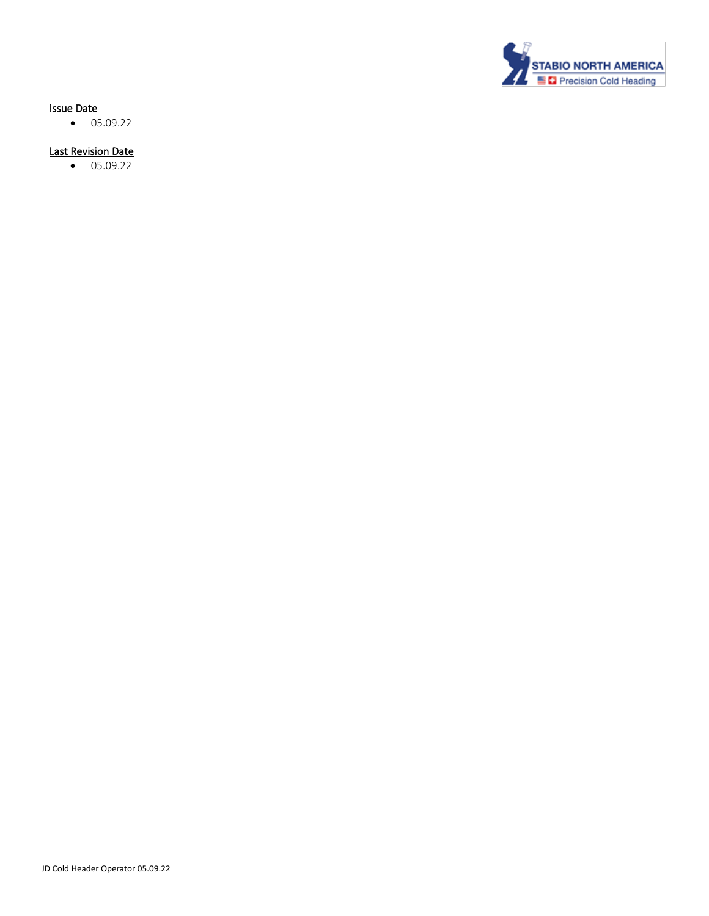Issue Date

- 05.09.22

Last Revision Date

- 05.09.22